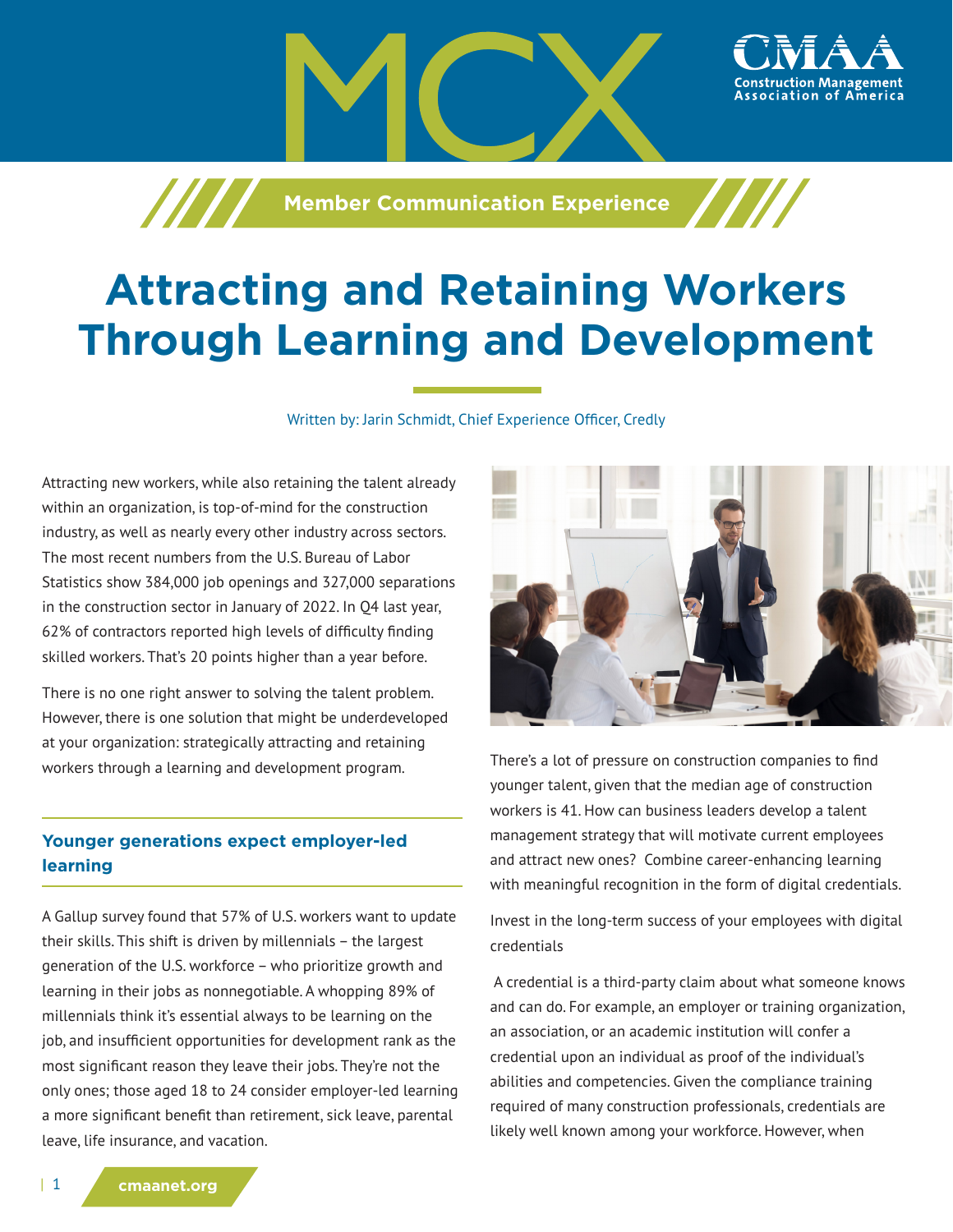MCX

Member Communication Experience

# Attracting and Retaining Workers Through Learning and Development

Written by: Jarin Schmidt, Chief Experience Officer, Credly

Attracting new workers, while also retaining the talent already within an organization, is top-of-mind for the construction industry, as well as nearly every other industry across sectors. The most recent numbers from the U.S. Bureau of Labor Statistics show 384,000 job openings and 327,000 separations in the construction sector in January of 2022. In Q4 last year, 62% of contractors reported high levels of difficulty finding skilled workers. That's 20 points higher than a year before.

There is no one right answer to solving the talent problem. However, there is one solution that might be underdeveloped at your organization: strategically attracting and retaining workers through a learning and development program.

## Younger generations expect employer-led learning

A Gallup survey found that 57% of U.S. workers want to update their skills. This shift is driven by millennials – the largest generation of the U.S. workforce – who prioritize growth and learning in their jobs as nonnegotiable. A whopping 89% of millennials think it's essential always to be learning on the job, and insufficient opportunities for development rank as the most significant reason they leave their jobs. They're not the only ones; those aged 18 to 24 consider employer-led learning a more significant benefit than retirement, sick leave, parental leave, life insurance, and vacation.

There's a lot of pressure on construction companies to find younger talent, given that the median age of construction workers is 41. How can business leaders develop a talent management strategy that will motivate current employees and attract new ones? Combine career-enhancing learning with meaningful recognition in the form of digital credentials.

Invest in the long-term success of your employees with digital credentials

A credential is a third-party claim about what someone knows and can do. For example, an employer or training organization, an association, or an academic institution will confer a credential upon an individual as proof of the individual's abilities and competencies. Given the compliance training required of many construction professionals, credentials are likely well known among your workforce. However, when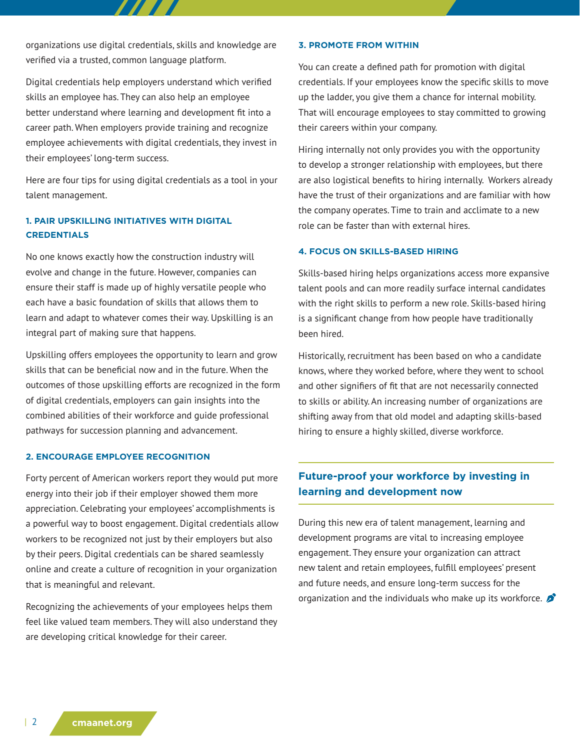organizations use digital credentials, skills and knowledge are verified via a trusted, common language platform.

Digital credentials help employers understand which verified skills an employee has. They can also help an employee better understand where learning and development fit into a career path. When employers provide training and recognize employee achievements with digital credentials, they invest in their employees' long-term success.

Here are four tips for using digital credentials as a tool in your talent management.

### 1. PAIR UPSKILLING INITIATIVES WITH DIGITAL CREDENTIALS

No one knows exactly how the construction industry will evolve and change in the future. However, companies can ensure their staff is made up of highly versatile people who each have a basic foundation of skills that allows them to learn and adapt to whatever comes their way. Upskilling is an integral part of making sure that happens.

Upskilling offers employees the opportunity to learn and grow skills that can be beneficial now and in the future. When the outcomes of those upskilling efforts are recognized in the form of digital credentials, employers can gain insights into the combined abilities of their workforce and guide professional pathways for succession planning and advancement.

### 2. ENCOURAGE EMPLOYEE RECOGNITION

Forty percent of American workers report they would put more energy into their job if their employer showed them more appreciation. Celebrating your employees' accomplishments is a powerful way to boost engagement. Digital credentials allow workers to be recognized not just by their employers but also by their peers. Digital credentials can be shared seamlessly online and create a culture of recognition in your organization that is meaningful and relevant.

Recognizing the achievements of your employees helps them feel like valued team members. They will also understand they are developing critical knowledge for their career.

### 3. PROMOTE FROM WITHIN

You can create a defined path for promotion with digital credentials. If your employees know the specific skills to move up the ladder, you give them a chance for internal mobility. That will encourage employees to stay committed to growing their careers within your company.

Hiring internally not only provides you with the opportunity to develop a stronger relationship with employees, but there are also logistical benefits to hiring internally. Workers already have the trust of their organizations and are familiar with how the company operates. Time to train and acclimate to a new role can be faster than with external hires.

### 4. FOCUS ON SKILLS-BASED HIRING

Skills-based hiring helps organizations access more expansive talent pools and can more readily surface internal candidates with the right skills to perform a new role. Skills-based hiring is a significant change from how people have traditionally been hired.

Historically, recruitment has been based on who a candidate knows, where they worked before, where they went to school and other signifiers of fit that are not necessarily connected to skills or ability. An increasing number of organizations are shifting away from that old model and adapting skills-based hiring to ensure a highly skilled, diverse workforce.

## Future-proof your workforce by investing in learning and development now

During this new era of talent management, learning and development programs are vital to increasing employee engagement. They ensure your organization can attract new talent and retain employees, fulfill employees' present and future needs, and ensure long-term success for the organization and the individuals who make up its workforce.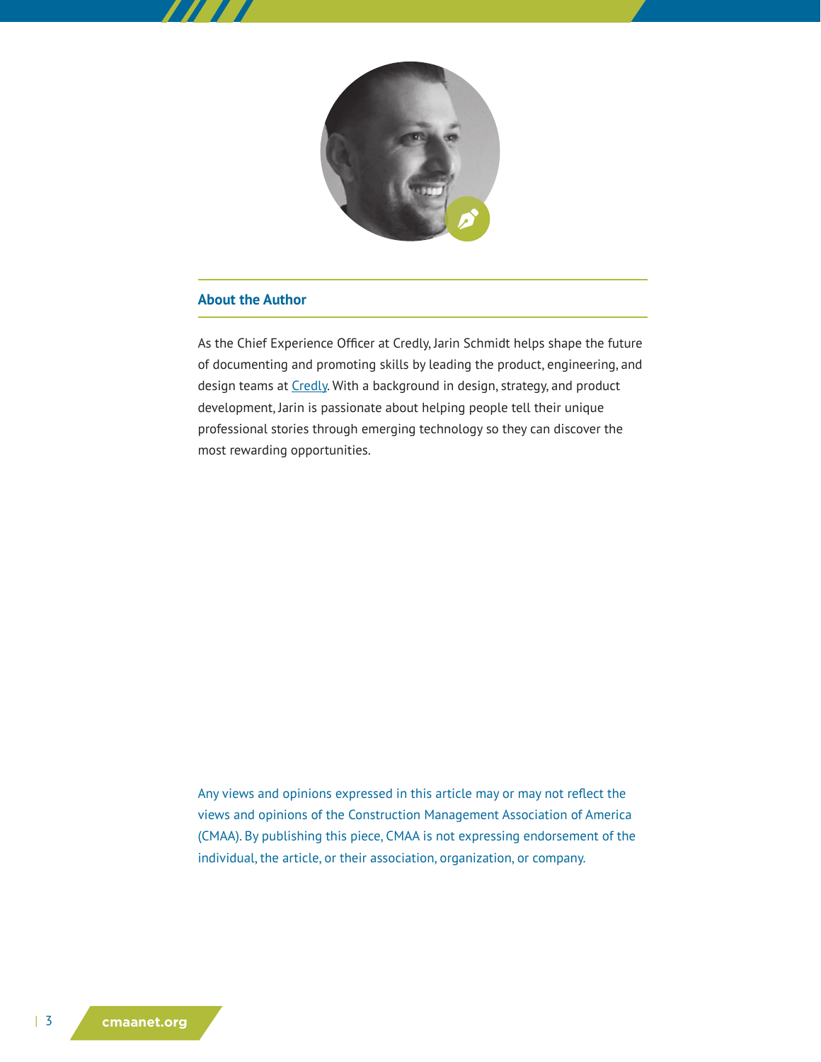## About the Author

As the Chief Experience Officer at Credly, Jarin Schmidt helps shape the future of documenting and promoting skills by leading the product, engineering, and design teams at Credly. With a background in design, strategy, and product development, Jarin is passionate about helping people tell their unique professional stories through emerging technology so they can discover the most rewarding opportunities.

Any views and opinions expressed in this article may or may not reflect the views and opinions of the Construction Management Association of America (CMAA). By publishing this piece, CMAA is not expressing endorsement of the individual, the article, or their association, organization, or company.